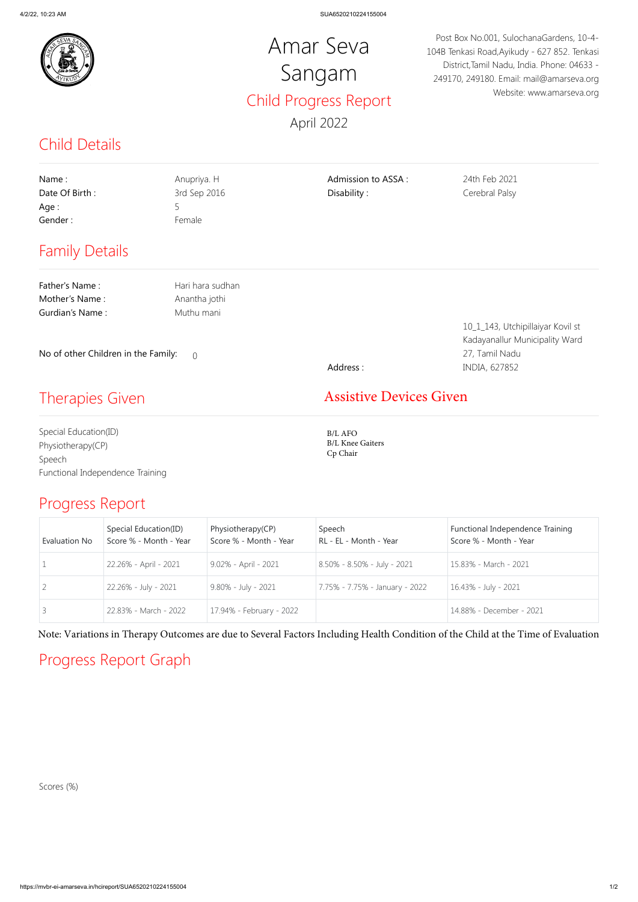# Amar Seva Sangam

## Child Progress Report

April 2022

Post Box No.001, SulochanaGardens, 10-4-104B Tenkasi Road,Ayikudy - 627 852. Tenkasi District,Tamil Nadu, India. Phone: 04633 - 249170, 249180. Email: mail@amarseva.org Website: www.amarseva.org

## Child Details

| | | | |
|---|---|---|---|
| Name : | Anupriya. H | Admission to ASSA : | 24th Feb 2021 |
| Date Of Birth : | 3rd Sep 2016 | Disability : | Cerebral Palsy |
| Age : | 5 | | |
| Gender : | Female | | |

## Family Details

| | |
|---|---|
| Father's Name : | Hari hara sudhan |
| Mother's Name : | Anantha jothi |
| Gurdian's Name : | Muthu mani |

No of other Children in the Family: 0

Address : 10_1_143, Utchipillaiyar Kovil st Kadayanallur Municipality Ward 27, Tamil Nadu INDIA, 627852

## Therapies Given

Special Education(ID)
Physiotherapy(CP)
Speech
Functional Independence Training

## Assistive Devices Given

B/L AFO
B/L Knee Gaiters
Cp Chair

## Progress Report

| Evaluation No | Special Education(ID) Score % - Month - Year | Physiotherapy(CP) Score % - Month - Year | Speech RL - EL - Month - Year | Functional Independence Training Score % - Month - Year |
|---|---|---|---|---|
| 1 | 22.26% - April - 2021 | 9.02% - April - 2021 | 8.50% - 8.50% - July - 2021 | 15.83% - March - 2021 |
| 2 | 22.26% - July - 2021 | 9.80% - July - 2021 | 7.75% - 7.75% - January - 2022 | 16.43% - July - 2021 |
| 3 | 22.83% - March - 2022 | 17.94% - February - 2022 | | 14.88% - December - 2021 |

Note: Variations in Therapy Outcomes are due to Several Factors Including Health Condition of the Child at the Time of Evaluation

## Progress Report Graph

Scores (%)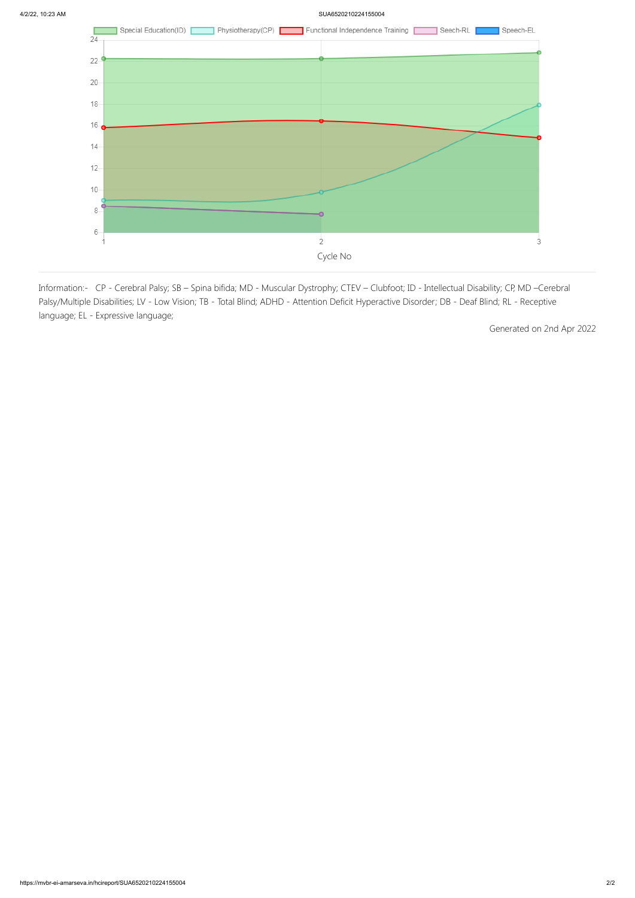Special Education(ID)
Physiotherapy(CP)
Functional Independence Training
Seech-RL
Speech-EL

24
22
20
18
16
14
12
10
8
6

1
2
3

Cycle No

Information:- CP - Cerebral Palsy; SB – Spina bifida; MD - Muscular Dystrophy; CTEV – Clubfoot; ID - Intellectual Disability; CP, MD –Cerebral Palsy/Multiple Disabilities; LV - Low Vision; TB - Total Blind; ADHD - Attention Deficit Hyperactive Disorder; DB - Deaf Blind; RL - Receptive language; EL - Expressive language;

Generated on 2nd Apr 2022